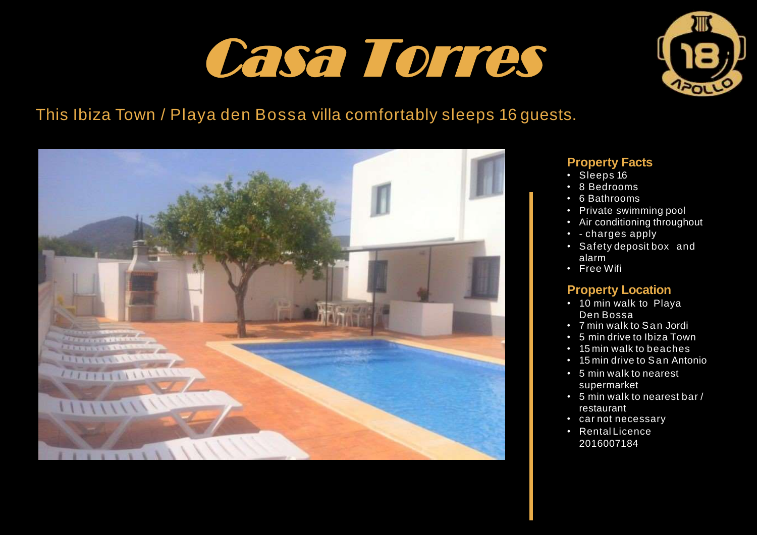# Casa Torres

This Ibiza Town / Playa den Bossa villa comfortably sleeps 16 guests.

## Property Facts

- Sleeps 16
- 8 Bedrooms
- 6 Bathrooms
- Private swimming pool
- Air conditioning throughout
- - charges apply
- Safety deposit box and alarm
- Free Wifi

## Property Location

- 10 min walk to Playa Den Bossa
- 7 min walk to San Jordi
- 5 min drive to Ibiza Town
- 15 min walk to beaches
- 15 min drive to San Antonio
- 5 min walk to nearest supermarket
- 5 min walk to nearest bar / restaurant
- car not necessary
- Rental Licence 2016007184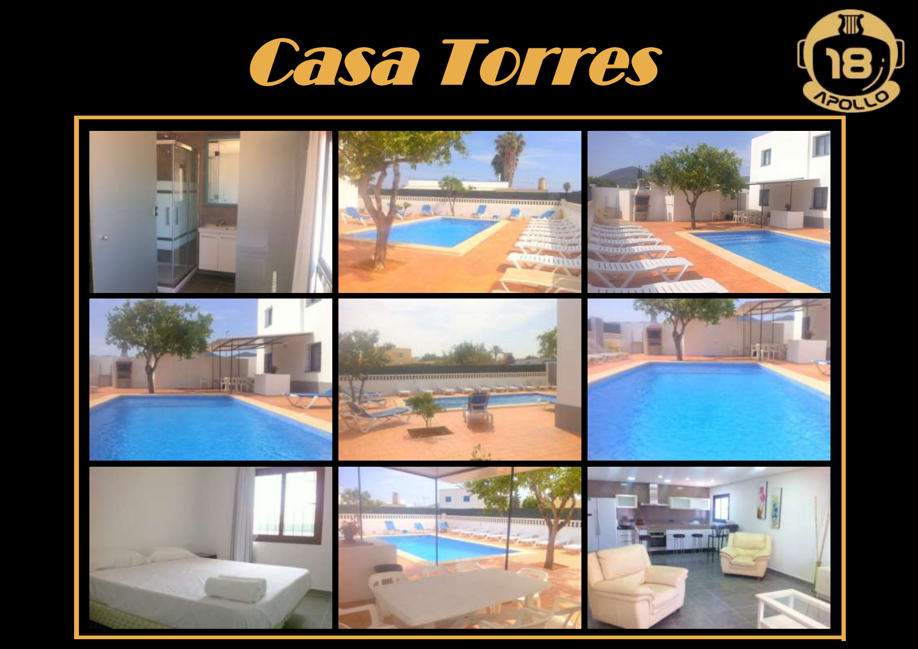# Casa Torres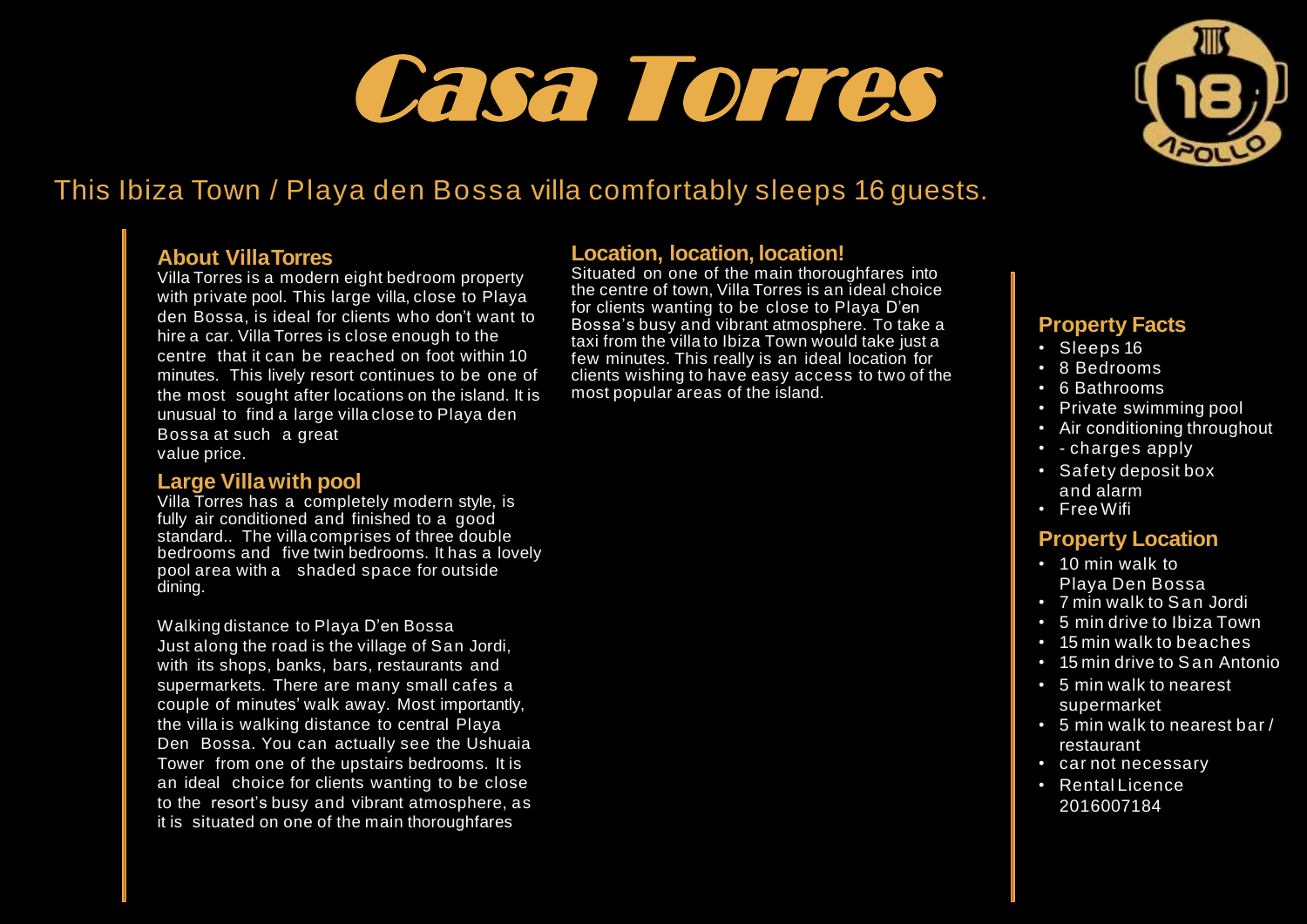# Casa Torres

This Ibiza Town / Playa den Bossa villa comfortably sleeps 16 guests.

### About Villa Torres

Villa Torres is a modern eight bedroom property with private pool. This large villa, close to Playa den Bossa, is ideal for clients who don't want to hire a car. Villa Torres is close enough to the centre that it can be reached on foot within 10 minutes. This lively resort continues to be one of the most sought after locations on the island. It is unusual to find a large villa close to Playa den Bossa at such a great value price.

### Large Villa with pool

Villa Torres has a completely modern style, is fully air conditioned and finished to a good standard.. The villa comprises of three double bedrooms and five twin bedrooms. It has a lovely pool area with a shaded space for outside dining.

Walking distance to Playa D'en Bossa
Just along the road is the village of San Jordi, with its shops, banks, bars, restaurants and supermarkets. There are many small cafes a couple of minutes' walk away. Most importantly, the villa is walking distance to central Playa Den Bossa. You can actually see the Ushuaia Tower from one of the upstairs bedrooms. It is an ideal choice for clients wanting to be close to the resort's busy and vibrant atmosphere, as it is situated on one of the main thoroughfares

### Location, location, location!

Situated on one of the main thoroughfares into the centre of town, Villa Torres is an ideal choice for clients wanting to be close to Playa D'en Bossa's busy and vibrant atmosphere. To take a taxi from the villa to Ibiza Town would take just a few minutes. This really is an ideal location for clients wishing to have easy access to two of the most popular areas of the island.

### Property Facts

- Sleeps 16
- 8 Bedrooms
- 6 Bathrooms
- Private swimming pool
- Air conditioning throughout
- - charges apply
- Safety deposit box and alarm
- Free Wifi

### Property Location

- 10 min walk to Playa Den Bossa
- 7 min walk to San Jordi
- 5 min drive to Ibiza Town
- 15 min walk to beaches
- 15 min drive to San Antonio
- 5 min walk to nearest supermarket
- 5 min walk to nearest bar / restaurant
- car not necessary
- Rental Licence 2016007184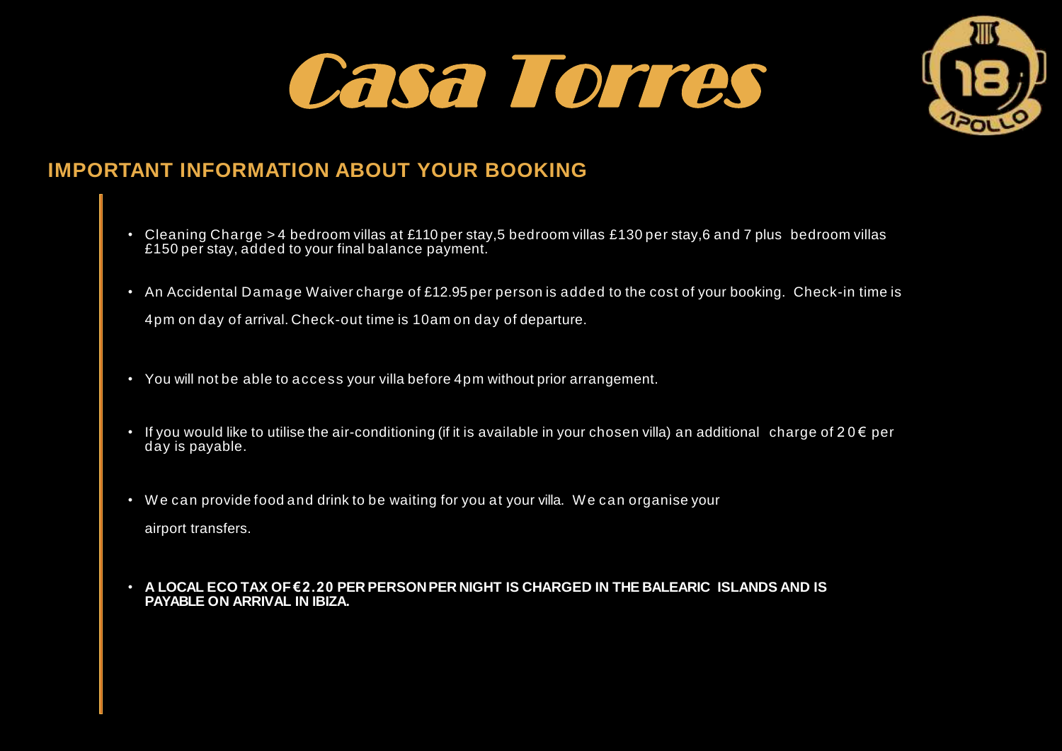# Casa Torres

## IMPORTANT INFORMATION ABOUT YOUR BOOKING

- Cleaning Charge > 4 bedroom villas at £110 per stay,5 bedroom villas £130 per stay,6 and 7 plus bedroom villas £150 per stay, added to your final balance payment.
- An Accidental Damage Waiver charge of £12.95 per person is added to the cost of your booking. Check-in time is 4pm on day of arrival. Check-out time is 10am on day of departure.
- You will not be able to access your villa before 4pm without prior arrangement.
- If you would like to utilise the air-conditioning (if it is available in your chosen villa) an additional charge of 20€ per day is payable.
- We can provide food and drink to be waiting for you at your villa. We can organise your airport transfers.
- **A LOCAL ECO TAX OF €2.20 PER PERSON PER NIGHT IS CHARGED IN THE BALEARIC ISLANDS AND IS PAYABLE ON ARRIVAL IN IBIZA.**